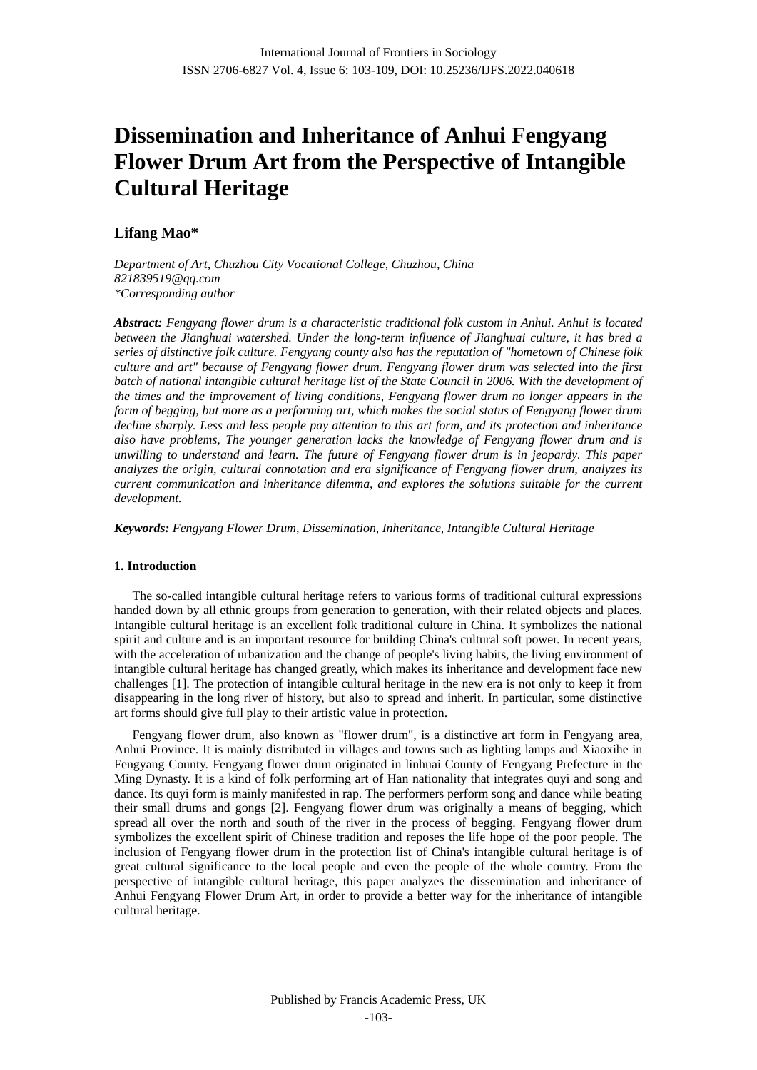# Dissemination and Inheritance of Anhui Fengyang Flower Drum Art from the Perspective of Intangible Cultural Heritage

**Lifang Mao***

*Department of Art, Chuzhou City Vocational College, Chuzhou, China*
*821839519@qq.com*
*\*Corresponding author*

***Abstract:*** *Fengyang flower drum is a characteristic traditional folk custom in Anhui. Anhui is located between the Jianghuai watershed. Under the long-term influence of Jianghuai culture, it has bred a series of distinctive folk culture. Fengyang county also has the reputation of "hometown of Chinese folk culture and art" because of Fengyang flower drum. Fengyang flower drum was selected into the first batch of national intangible cultural heritage list of the State Council in 2006. With the development of the times and the improvement of living conditions, Fengyang flower drum no longer appears in the form of begging, but more as a performing art, which makes the social status of Fengyang flower drum decline sharply. Less and less people pay attention to this art form, and its protection and inheritance also have problems, The younger generation lacks the knowledge of Fengyang flower drum and is unwilling to understand and learn. The future of Fengyang flower drum is in jeopardy. This paper analyzes the origin, cultural connotation and era significance of Fengyang flower drum, analyzes its current communication and inheritance dilemma, and explores the solutions suitable for the current development.*

***Keywords:*** *Fengyang Flower Drum, Dissemination, Inheritance, Intangible Cultural Heritage*

## 1. Introduction

The so-called intangible cultural heritage refers to various forms of traditional cultural expressions handed down by all ethnic groups from generation to generation, with their related objects and places. Intangible cultural heritage is an excellent folk traditional culture in China. It symbolizes the national spirit and culture and is an important resource for building China's cultural soft power. In recent years, with the acceleration of urbanization and the change of people's living habits, the living environment of intangible cultural heritage has changed greatly, which makes its inheritance and development face new challenges [1]. The protection of intangible cultural heritage in the new era is not only to keep it from disappearing in the long river of history, but also to spread and inherit. In particular, some distinctive art forms should give full play to their artistic value in protection.

Fengyang flower drum, also known as "flower drum", is a distinctive art form in Fengyang area, Anhui Province. It is mainly distributed in villages and towns such as lighting lamps and Xiaoxihe in Fengyang County. Fengyang flower drum originated in linhuai County of Fengyang Prefecture in the Ming Dynasty. It is a kind of folk performing art of Han nationality that integrates quyi and song and dance. Its quyi form is mainly manifested in rap. The performers perform song and dance while beating their small drums and gongs [2]. Fengyang flower drum was originally a means of begging, which spread all over the north and south of the river in the process of begging. Fengyang flower drum symbolizes the excellent spirit of Chinese tradition and reposes the life hope of the poor people. The inclusion of Fengyang flower drum in the protection list of China's intangible cultural heritage is of great cultural significance to the local people and even the people of the whole country. From the perspective of intangible cultural heritage, this paper analyzes the dissemination and inheritance of Anhui Fengyang Flower Drum Art, in order to provide a better way for the inheritance of intangible cultural heritage.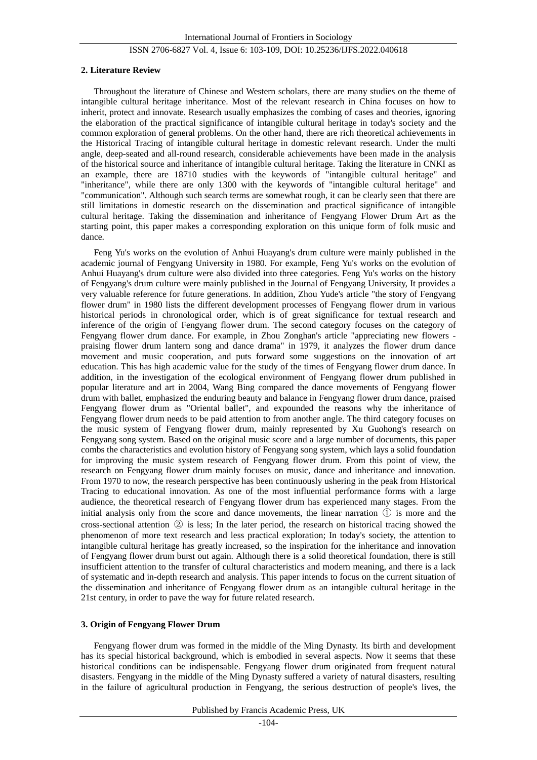## 2. Literature Review

Throughout the literature of Chinese and Western scholars, there are many studies on the theme of intangible cultural heritage inheritance. Most of the relevant research in China focuses on how to inherit, protect and innovate. Research usually emphasizes the combing of cases and theories, ignoring the elaboration of the practical significance of intangible cultural heritage in today's society and the common exploration of general problems. On the other hand, there are rich theoretical achievements in the Historical Tracing of intangible cultural heritage in domestic relevant research. Under the multi angle, deep-seated and all-round research, considerable achievements have been made in the analysis of the historical source and inheritance of intangible cultural heritage. Taking the literature in CNKI as an example, there are 18710 studies with the keywords of "intangible cultural heritage" and "inheritance", while there are only 1300 with the keywords of "intangible cultural heritage" and "communication". Although such search terms are somewhat rough, it can be clearly seen that there are still limitations in domestic research on the dissemination and practical significance of intangible cultural heritage. Taking the dissemination and inheritance of Fengyang Flower Drum Art as the starting point, this paper makes a corresponding exploration on this unique form of folk music and dance.

Feng Yu's works on the evolution of Anhui Huayang's drum culture were mainly published in the academic journal of Fengyang University in 1980. For example, Feng Yu's works on the evolution of Anhui Huayang's drum culture were also divided into three categories. Feng Yu's works on the history of Fengyang's drum culture were mainly published in the Journal of Fengyang University, It provides a very valuable reference for future generations. In addition, Zhou Yude's article "the story of Fengyang flower drum" in 1980 lists the different development processes of Fengyang flower drum in various historical periods in chronological order, which is of great significance for textual research and inference of the origin of Fengyang flower drum. The second category focuses on the category of Fengyang flower drum dance. For example, in Zhou Zonghan's article "appreciating new flowers - praising flower drum lantern song and dance drama" in 1979, it analyzes the flower drum dance movement and music cooperation, and puts forward some suggestions on the innovation of art education. This has high academic value for the study of the times of Fengyang flower drum dance. In addition, in the investigation of the ecological environment of Fengyang flower drum published in popular literature and art in 2004, Wang Bing compared the dance movements of Fengyang flower drum with ballet, emphasized the enduring beauty and balance in Fengyang flower drum dance, praised Fengyang flower drum as "Oriental ballet", and expounded the reasons why the inheritance of Fengyang flower drum needs to be paid attention to from another angle. The third category focuses on the music system of Fengyang flower drum, mainly represented by Xu Guohong's research on Fengyang song system. Based on the original music score and a large number of documents, this paper combs the characteristics and evolution history of Fengyang song system, which lays a solid foundation for improving the music system research of Fengyang flower drum. From this point of view, the research on Fengyang flower drum mainly focuses on music, dance and inheritance and innovation. From 1970 to now, the research perspective has been continuously ushering in the peak from Historical Tracing to educational innovation. As one of the most influential performance forms with a large audience, the theoretical research of Fengyang flower drum has experienced many stages. From the initial analysis only from the score and dance movements, the linear narration ① is more and the cross-sectional attention ② is less; In the later period, the research on historical tracing showed the phenomenon of more text research and less practical exploration; In today's society, the attention to intangible cultural heritage has greatly increased, so the inspiration for the inheritance and innovation of Fengyang flower drum burst out again. Although there is a solid theoretical foundation, there is still insufficient attention to the transfer of cultural characteristics and modern meaning, and there is a lack of systematic and in-depth research and analysis. This paper intends to focus on the current situation of the dissemination and inheritance of Fengyang flower drum as an intangible cultural heritage in the 21st century, in order to pave the way for future related research.

## 3. Origin of Fengyang Flower Drum

Fengyang flower drum was formed in the middle of the Ming Dynasty. Its birth and development has its special historical background, which is embodied in several aspects. Now it seems that these historical conditions can be indispensable. Fengyang flower drum originated from frequent natural disasters. Fengyang in the middle of the Ming Dynasty suffered a variety of natural disasters, resulting in the failure of agricultural production in Fengyang, the serious destruction of people's lives, the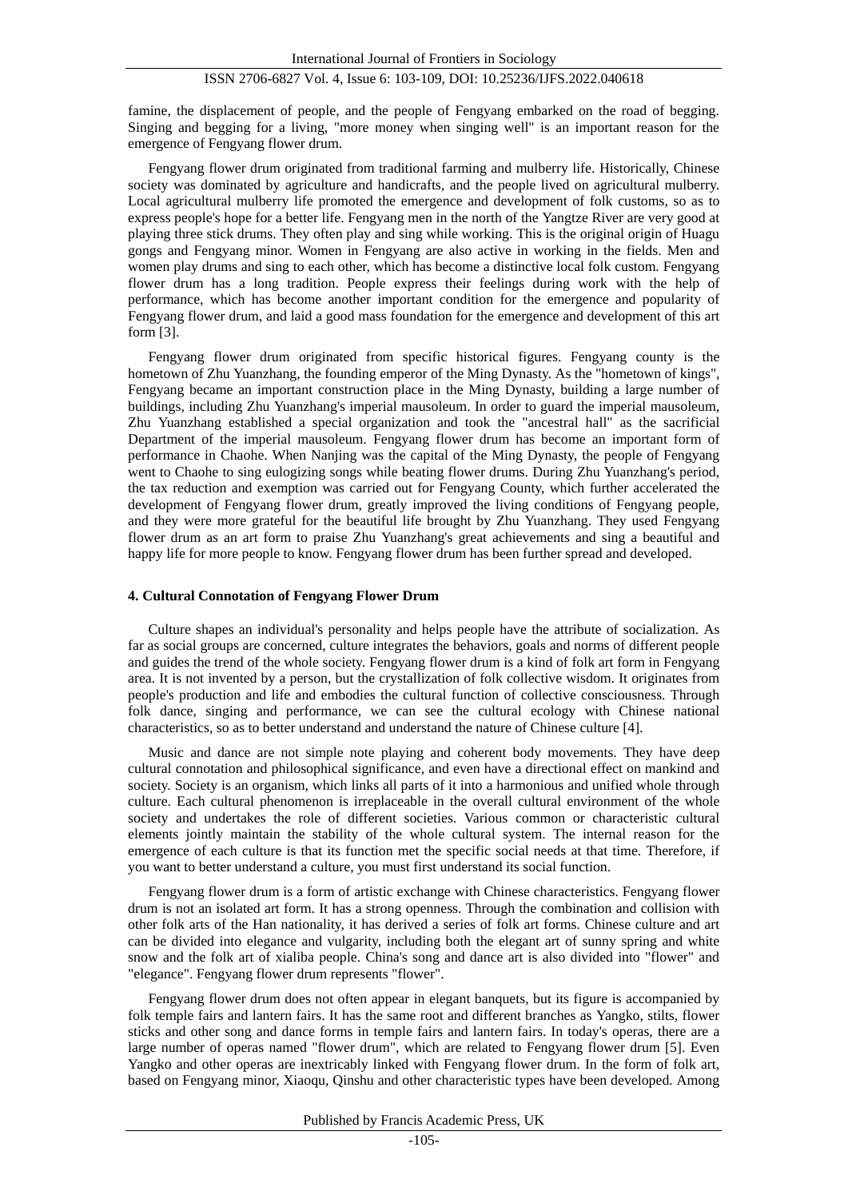famine, the displacement of people, and the people of Fengyang embarked on the road of begging. Singing and begging for a living, "more money when singing well" is an important reason for the emergence of Fengyang flower drum.

Fengyang flower drum originated from traditional farming and mulberry life. Historically, Chinese society was dominated by agriculture and handicrafts, and the people lived on agricultural mulberry. Local agricultural mulberry life promoted the emergence and development of folk customs, so as to express people's hope for a better life. Fengyang men in the north of the Yangtze River are very good at playing three stick drums. They often play and sing while working. This is the original origin of Huagu gongs and Fengyang minor. Women in Fengyang are also active in working in the fields. Men and women play drums and sing to each other, which has become a distinctive local folk custom. Fengyang flower drum has a long tradition. People express their feelings during work with the help of performance, which has become another important condition for the emergence and popularity of Fengyang flower drum, and laid a good mass foundation for the emergence and development of this art form [3].

Fengyang flower drum originated from specific historical figures. Fengyang county is the hometown of Zhu Yuanzhang, the founding emperor of the Ming Dynasty. As the "hometown of kings", Fengyang became an important construction place in the Ming Dynasty, building a large number of buildings, including Zhu Yuanzhang's imperial mausoleum. In order to guard the imperial mausoleum, Zhu Yuanzhang established a special organization and took the "ancestral hall" as the sacrificial Department of the imperial mausoleum. Fengyang flower drum has become an important form of performance in Chaohe. When Nanjing was the capital of the Ming Dynasty, the people of Fengyang went to Chaohe to sing eulogizing songs while beating flower drums. During Zhu Yuanzhang's period, the tax reduction and exemption was carried out for Fengyang County, which further accelerated the development of Fengyang flower drum, greatly improved the living conditions of Fengyang people, and they were more grateful for the beautiful life brought by Zhu Yuanzhang. They used Fengyang flower drum as an art form to praise Zhu Yuanzhang's great achievements and sing a beautiful and happy life for more people to know. Fengyang flower drum has been further spread and developed.

## 4. Cultural Connotation of Fengyang Flower Drum

Culture shapes an individual's personality and helps people have the attribute of socialization. As far as social groups are concerned, culture integrates the behaviors, goals and norms of different people and guides the trend of the whole society. Fengyang flower drum is a kind of folk art form in Fengyang area. It is not invented by a person, but the crystallization of folk collective wisdom. It originates from people's production and life and embodies the cultural function of collective consciousness. Through folk dance, singing and performance, we can see the cultural ecology with Chinese national characteristics, so as to better understand and understand the nature of Chinese culture [4].

Music and dance are not simple note playing and coherent body movements. They have deep cultural connotation and philosophical significance, and even have a directional effect on mankind and society. Society is an organism, which links all parts of it into a harmonious and unified whole through culture. Each cultural phenomenon is irreplaceable in the overall cultural environment of the whole society and undertakes the role of different societies. Various common or characteristic cultural elements jointly maintain the stability of the whole cultural system. The internal reason for the emergence of each culture is that its function met the specific social needs at that time. Therefore, if you want to better understand a culture, you must first understand its social function.

Fengyang flower drum is a form of artistic exchange with Chinese characteristics. Fengyang flower drum is not an isolated art form. It has a strong openness. Through the combination and collision with other folk arts of the Han nationality, it has derived a series of folk art forms. Chinese culture and art can be divided into elegance and vulgarity, including both the elegant art of sunny spring and white snow and the folk art of xialiba people. China's song and dance art is also divided into "flower" and "elegance". Fengyang flower drum represents "flower".

Fengyang flower drum does not often appear in elegant banquets, but its figure is accompanied by folk temple fairs and lantern fairs. It has the same root and different branches as Yangko, stilts, flower sticks and other song and dance forms in temple fairs and lantern fairs. In today's operas, there are a large number of operas named "flower drum", which are related to Fengyang flower drum [5]. Even Yangko and other operas are inextricably linked with Fengyang flower drum. In the form of folk art, based on Fengyang minor, Xiaoqu, Qinshu and other characteristic types have been developed. Among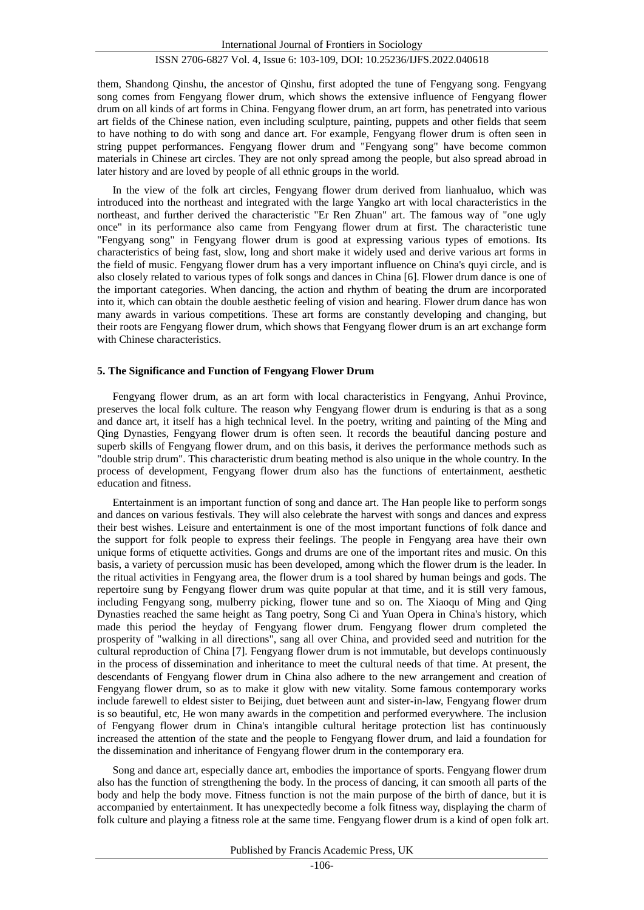them, Shandong Qinshu, the ancestor of Qinshu, first adopted the tune of Fengyang song. Fengyang song comes from Fengyang flower drum, which shows the extensive influence of Fengyang flower drum on all kinds of art forms in China. Fengyang flower drum, an art form, has penetrated into various art fields of the Chinese nation, even including sculpture, painting, puppets and other fields that seem to have nothing to do with song and dance art. For example, Fengyang flower drum is often seen in string puppet performances. Fengyang flower drum and "Fengyang song" have become common materials in Chinese art circles. They are not only spread among the people, but also spread abroad in later history and are loved by people of all ethnic groups in the world.

In the view of the folk art circles, Fengyang flower drum derived from lianhualuo, which was introduced into the northeast and integrated with the large Yangko art with local characteristics in the northeast, and further derived the characteristic "Er Ren Zhuan" art. The famous way of "one ugly once" in its performance also came from Fengyang flower drum at first. The characteristic tune "Fengyang song" in Fengyang flower drum is good at expressing various types of emotions. Its characteristics of being fast, slow, long and short make it widely used and derive various art forms in the field of music. Fengyang flower drum has a very important influence on China's quyi circle, and is also closely related to various types of folk songs and dances in China [6]. Flower drum dance is one of the important categories. When dancing, the action and rhythm of beating the drum are incorporated into it, which can obtain the double aesthetic feeling of vision and hearing. Flower drum dance has won many awards in various competitions. These art forms are constantly developing and changing, but their roots are Fengyang flower drum, which shows that Fengyang flower drum is an art exchange form with Chinese characteristics.

## 5. The Significance and Function of Fengyang Flower Drum

Fengyang flower drum, as an art form with local characteristics in Fengyang, Anhui Province, preserves the local folk culture. The reason why Fengyang flower drum is enduring is that as a song and dance art, it itself has a high technical level. In the poetry, writing and painting of the Ming and Qing Dynasties, Fengyang flower drum is often seen. It records the beautiful dancing posture and superb skills of Fengyang flower drum, and on this basis, it derives the performance methods such as "double strip drum". This characteristic drum beating method is also unique in the whole country. In the process of development, Fengyang flower drum also has the functions of entertainment, aesthetic education and fitness.

Entertainment is an important function of song and dance art. The Han people like to perform songs and dances on various festivals. They will also celebrate the harvest with songs and dances and express their best wishes. Leisure and entertainment is one of the most important functions of folk dance and the support for folk people to express their feelings. The people in Fengyang area have their own unique forms of etiquette activities. Gongs and drums are one of the important rites and music. On this basis, a variety of percussion music has been developed, among which the flower drum is the leader. In the ritual activities in Fengyang area, the flower drum is a tool shared by human beings and gods. The repertoire sung by Fengyang flower drum was quite popular at that time, and it is still very famous, including Fengyang song, mulberry picking, flower tune and so on. The Xiaoqu of Ming and Qing Dynasties reached the same height as Tang poetry, Song Ci and Yuan Opera in China's history, which made this period the heyday of Fengyang flower drum. Fengyang flower drum completed the prosperity of "walking in all directions", sang all over China, and provided seed and nutrition for the cultural reproduction of China [7]. Fengyang flower drum is not immutable, but develops continuously in the process of dissemination and inheritance to meet the cultural needs of that time. At present, the descendants of Fengyang flower drum in China also adhere to the new arrangement and creation of Fengyang flower drum, so as to make it glow with new vitality. Some famous contemporary works include farewell to eldest sister to Beijing, duet between aunt and sister-in-law, Fengyang flower drum is so beautiful, etc, He won many awards in the competition and performed everywhere. The inclusion of Fengyang flower drum in China's intangible cultural heritage protection list has continuously increased the attention of the state and the people to Fengyang flower drum, and laid a foundation for the dissemination and inheritance of Fengyang flower drum in the contemporary era.

Song and dance art, especially dance art, embodies the importance of sports. Fengyang flower drum also has the function of strengthening the body. In the process of dancing, it can smooth all parts of the body and help the body move. Fitness function is not the main purpose of the birth of dance, but it is accompanied by entertainment. It has unexpectedly become a folk fitness way, displaying the charm of folk culture and playing a fitness role at the same time. Fengyang flower drum is a kind of open folk art.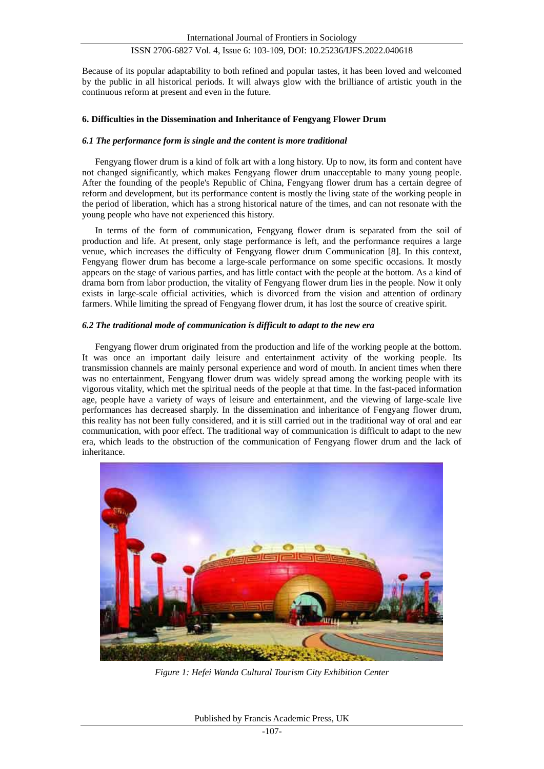Because of its popular adaptability to both refined and popular tastes, it has been loved and welcomed by the public in all historical periods. It will always glow with the brilliance of artistic youth in the continuous reform at present and even in the future.

## 6. Difficulties in the Dissemination and Inheritance of Fengyang Flower Drum

### *6.1 The performance form is single and the content is more traditional*

Fengyang flower drum is a kind of folk art with a long history. Up to now, its form and content have not changed significantly, which makes Fengyang flower drum unacceptable to many young people. After the founding of the people's Republic of China, Fengyang flower drum has a certain degree of reform and development, but its performance content is mostly the living state of the working people in the period of liberation, which has a strong historical nature of the times, and can not resonate with the young people who have not experienced this history.

In terms of the form of communication, Fengyang flower drum is separated from the soil of production and life. At present, only stage performance is left, and the performance requires a large venue, which increases the difficulty of Fengyang flower drum Communication [8]. In this context, Fengyang flower drum has become a large-scale performance on some specific occasions. It mostly appears on the stage of various parties, and has little contact with the people at the bottom. As a kind of drama born from labor production, the vitality of Fengyang flower drum lies in the people. Now it only exists in large-scale official activities, which is divorced from the vision and attention of ordinary farmers. While limiting the spread of Fengyang flower drum, it has lost the source of creative spirit.

### *6.2 The traditional mode of communication is difficult to adapt to the new era*

Fengyang flower drum originated from the production and life of the working people at the bottom. It was once an important daily leisure and entertainment activity of the working people. Its transmission channels are mainly personal experience and word of mouth. In ancient times when there was no entertainment, Fengyang flower drum was widely spread among the working people with its vigorous vitality, which met the spiritual needs of the people at that time. In the fast-paced information age, people have a variety of ways of leisure and entertainment, and the viewing of large-scale live performances has decreased sharply. In the dissemination and inheritance of Fengyang flower drum, this reality has not been fully considered, and it is still carried out in the traditional way of oral and ear communication, with poor effect. The traditional way of communication is difficult to adapt to the new era, which leads to the obstruction of the communication of Fengyang flower drum and the lack of inheritance.

*Figure 1: Hefei Wanda Cultural Tourism City Exhibition Center*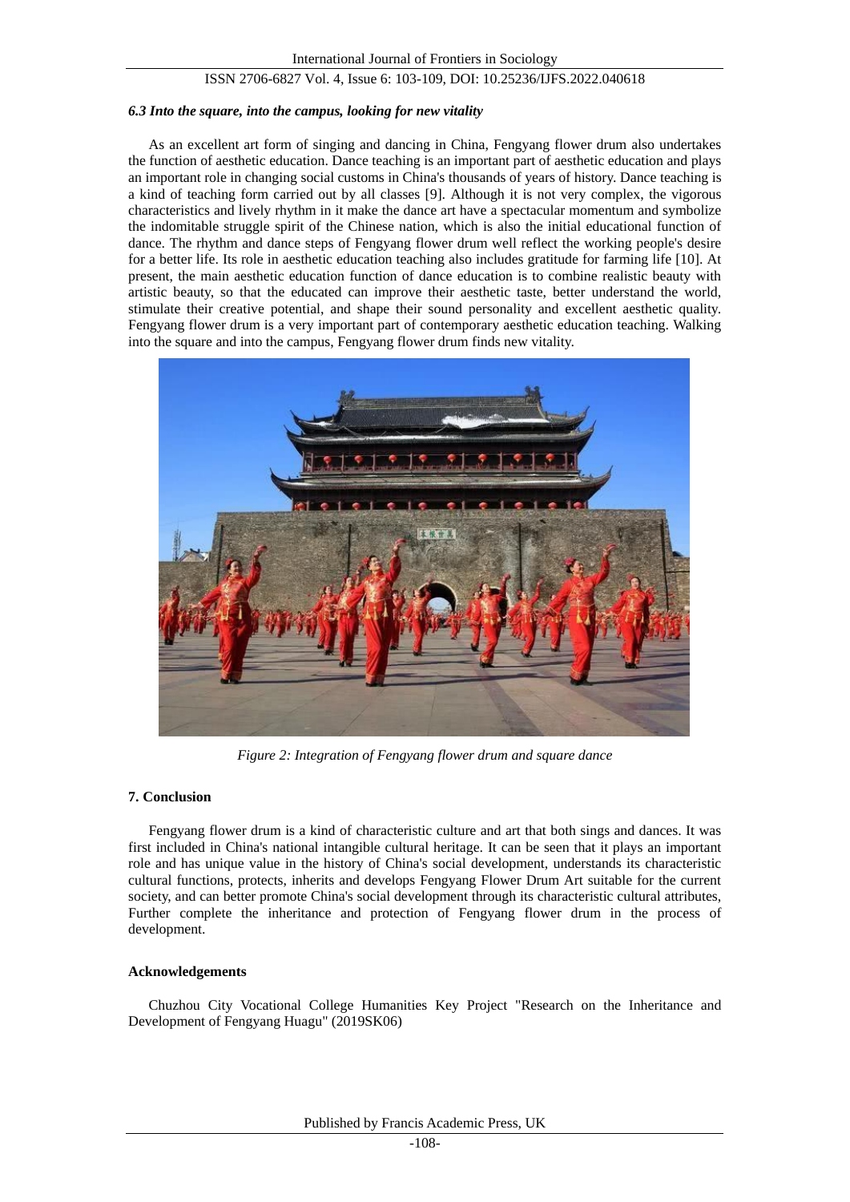### *6.3 Into the square, into the campus, looking for new vitality*

As an excellent art form of singing and dancing in China, Fengyang flower drum also undertakes the function of aesthetic education. Dance teaching is an important part of aesthetic education and plays an important role in changing social customs in China's thousands of years of history. Dance teaching is a kind of teaching form carried out by all classes [9]. Although it is not very complex, the vigorous characteristics and lively rhythm in it make the dance art have a spectacular momentum and symbolize the indomitable struggle spirit of the Chinese nation, which is also the initial educational function of dance. The rhythm and dance steps of Fengyang flower drum well reflect the working people's desire for a better life. Its role in aesthetic education teaching also includes gratitude for farming life [10]. At present, the main aesthetic education function of dance education is to combine realistic beauty with artistic beauty, so that the educated can improve their aesthetic taste, better understand the world, stimulate their creative potential, and shape their sound personality and excellent aesthetic quality. Fengyang flower drum is a very important part of contemporary aesthetic education teaching. Walking into the square and into the campus, Fengyang flower drum finds new vitality.

*Figure 2: Integration of Fengyang flower drum and square dance*

## 7. Conclusion

Fengyang flower drum is a kind of characteristic culture and art that both sings and dances. It was first included in China's national intangible cultural heritage. It can be seen that it plays an important role and has unique value in the history of China's social development, understands its characteristic cultural functions, protects, inherits and develops Fengyang Flower Drum Art suitable for the current society, and can better promote China's social development through its characteristic cultural attributes, Further complete the inheritance and protection of Fengyang flower drum in the process of development.

## Acknowledgements

Chuzhou City Vocational College Humanities Key Project "Research on the Inheritance and Development of Fengyang Huagu" (2019SK06)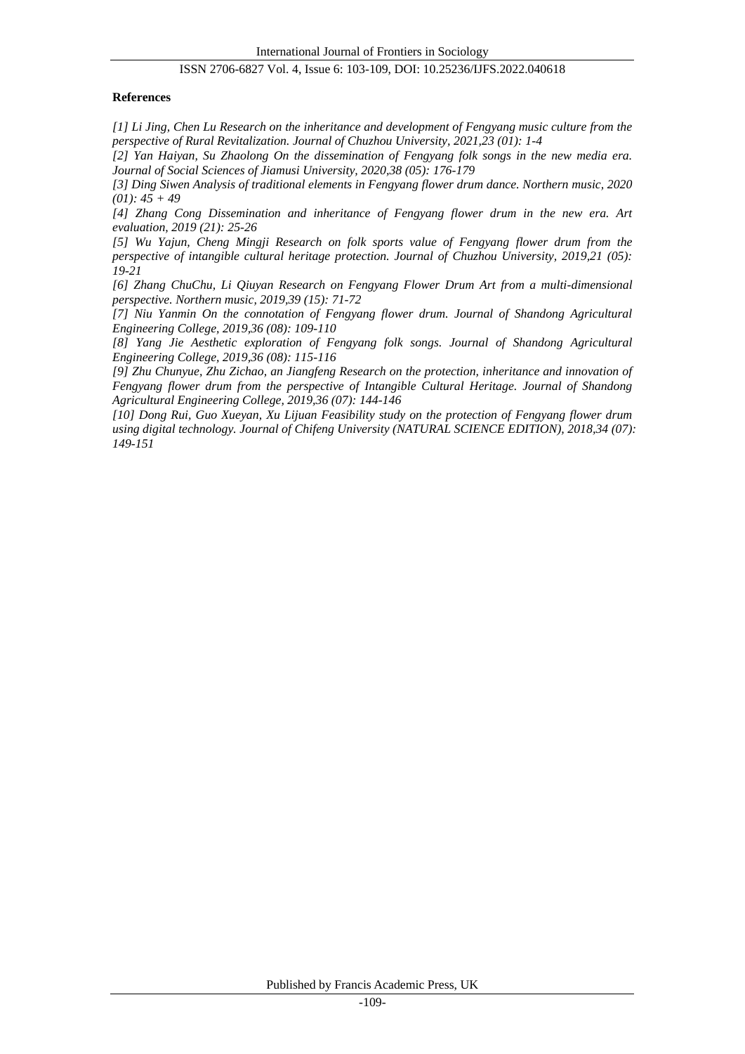**References**

*[1] Li Jing, Chen Lu Research on the inheritance and development of Fengyang music culture from the perspective of Rural Revitalization. Journal of Chuzhou University, 2021,23 (01): 1-4*

*[2] Yan Haiyan, Su Zhaolong On the dissemination of Fengyang folk songs in the new media era. Journal of Social Sciences of Jiamusi University, 2020,38 (05): 176-179*

*[3] Ding Siwen Analysis of traditional elements in Fengyang flower drum dance. Northern music, 2020 (01): 45 + 49*

*[4] Zhang Cong Dissemination and inheritance of Fengyang flower drum in the new era. Art evaluation, 2019 (21): 25-26*

*[5] Wu Yajun, Cheng Mingji Research on folk sports value of Fengyang flower drum from the perspective of intangible cultural heritage protection. Journal of Chuzhou University, 2019,21 (05): 19-21*

*[6] Zhang ChuChu, Li Qiuyan Research on Fengyang Flower Drum Art from a multi-dimensional perspective. Northern music, 2019,39 (15): 71-72*

*[7] Niu Yanmin On the connotation of Fengyang flower drum. Journal of Shandong Agricultural Engineering College, 2019,36 (08): 109-110*

*[8] Yang Jie Aesthetic exploration of Fengyang folk songs. Journal of Shandong Agricultural Engineering College, 2019,36 (08): 115-116*

*[9] Zhu Chunyue, Zhu Zichao, an Jiangfeng Research on the protection, inheritance and innovation of Fengyang flower drum from the perspective of Intangible Cultural Heritage. Journal of Shandong Agricultural Engineering College, 2019,36 (07): 144-146*

*[10] Dong Rui, Guo Xueyan, Xu Lijuan Feasibility study on the protection of Fengyang flower drum using digital technology. Journal of Chifeng University (NATURAL SCIENCE EDITION), 2018,34 (07): 149-151*